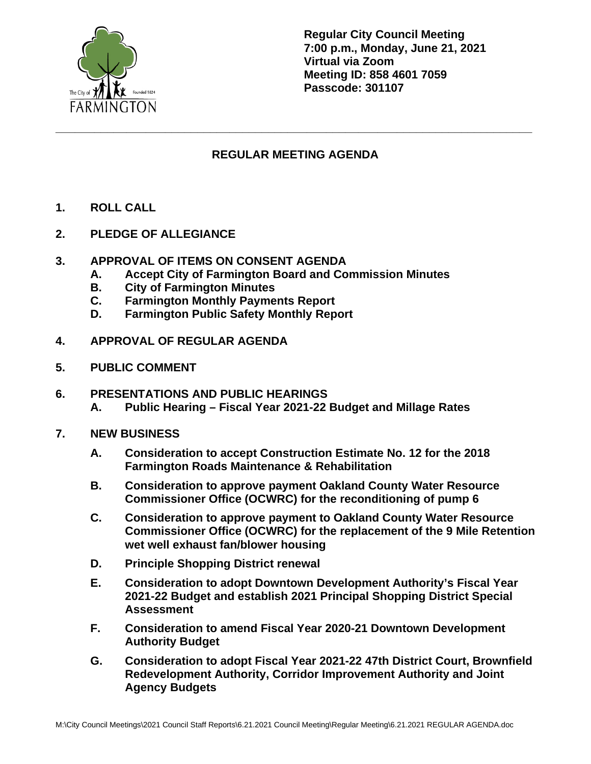The City of Founded 1824
FARMINGTON

**Regular City Council Meeting**
**7:00 p.m., Monday, June 21, 2021**
**Virtual via Zoom**
**Meeting ID: 858 4601 7059**
**Passcode: 301107**

---

## REGULAR MEETING AGENDA

**1. ROLL CALL**

**2. PLEDGE OF ALLEGIANCE**

**3. APPROVAL OF ITEMS ON CONSENT AGENDA**
   - **A. Accept City of Farmington Board and Commission Minutes**
   - **B. City of Farmington Minutes**
   - **C. Farmington Monthly Payments Report**
   - **D. Farmington Public Safety Monthly Report**

**4. APPROVAL OF REGULAR AGENDA**

**5. PUBLIC COMMENT**

**6. PRESENTATIONS AND PUBLIC HEARINGS**
   - **A. Public Hearing – Fiscal Year 2021-22 Budget and Millage Rates**

**7. NEW BUSINESS**
   - **A. Consideration to accept Construction Estimate No. 12 for the 2018 Farmington Roads Maintenance & Rehabilitation**
   - **B. Consideration to approve payment Oakland County Water Resource Commissioner Office (OCWRC) for the reconditioning of pump 6**
   - **C. Consideration to approve payment to Oakland County Water Resource Commissioner Office (OCWRC) for the replacement of the 9 Mile Retention wet well exhaust fan/blower housing**
   - **D. Principle Shopping District renewal**
   - **E. Consideration to adopt Downtown Development Authority's Fiscal Year 2021-22 Budget and establish 2021 Principal Shopping District Special Assessment**
   - **F. Consideration to amend Fiscal Year 2020-21 Downtown Development Authority Budget**
   - **G. Consideration to adopt Fiscal Year 2021-22 47th District Court, Brownfield Redevelopment Authority, Corridor Improvement Authority and Joint Agency Budgets**

M:\City Council Meetings\2021 Council Staff Reports\6.21.2021 Council Meeting\Regular Meeting\6.21.2021 REGULAR AGENDA.doc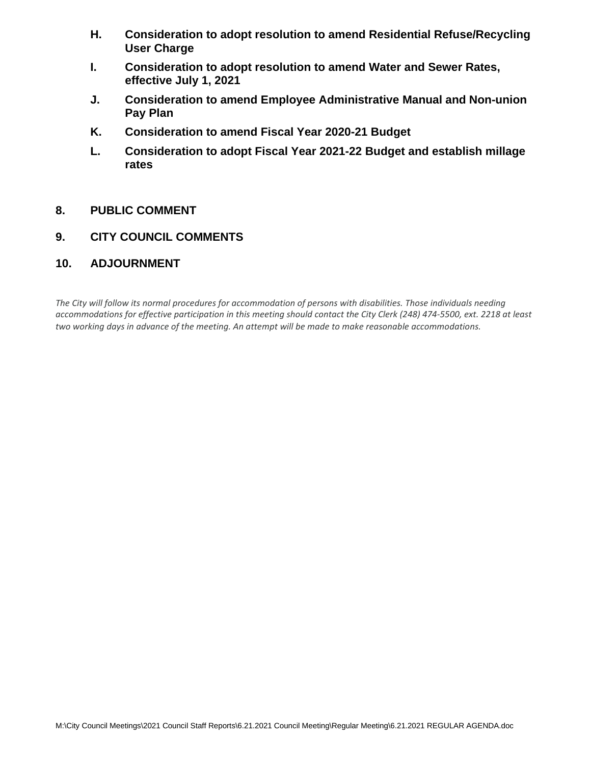**H. Consideration to adopt resolution to amend Residential Refuse/Recycling User Charge**

**I. Consideration to adopt resolution to amend Water and Sewer Rates, effective July 1, 2021**

**J. Consideration to amend Employee Administrative Manual and Non-union Pay Plan**

**K. Consideration to amend Fiscal Year 2020-21 Budget**

**L. Consideration to adopt Fiscal Year 2021-22 Budget and establish millage rates**

**8. PUBLIC COMMENT**

**9. CITY COUNCIL COMMENTS**

**10. ADJOURNMENT**

*The City will follow its normal procedures for accommodation of persons with disabilities. Those individuals needing accommodations for effective participation in this meeting should contact the City Clerk (248) 474-5500, ext. 2218 at least two working days in advance of the meeting. An attempt will be made to make reasonable accommodations.*

M:\City Council Meetings\2021 Council Staff Reports\6.21.2021 Council Meeting\Regular Meeting\6.21.2021 REGULAR AGENDA.doc